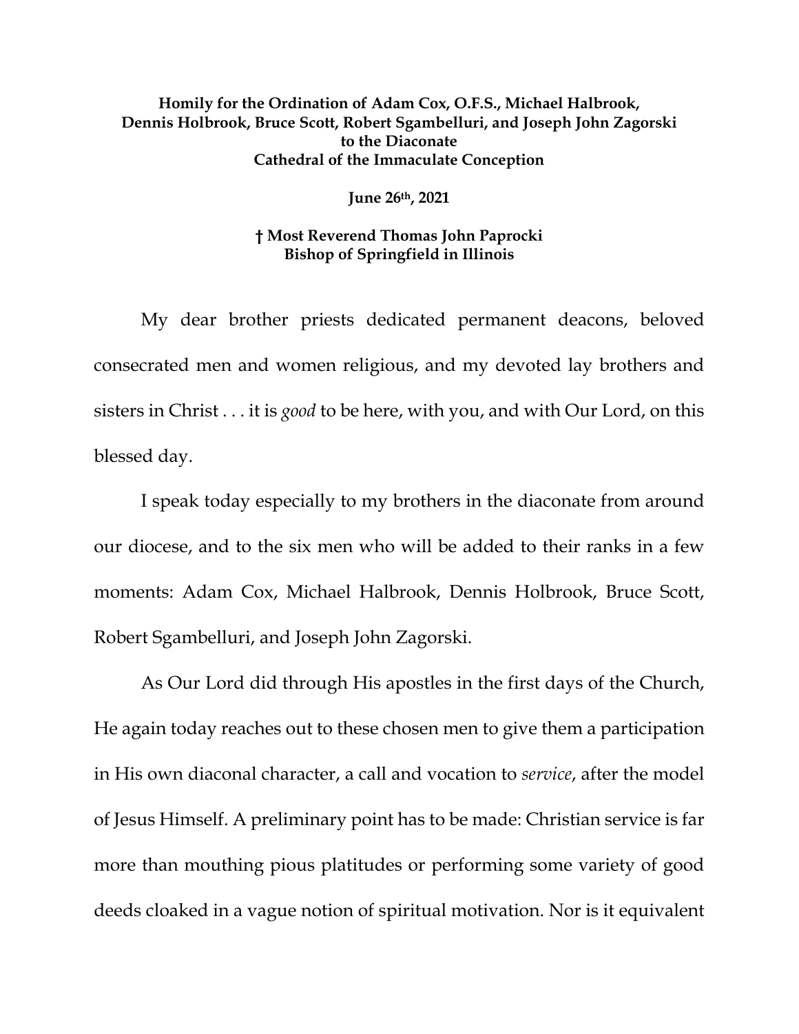**Homily for the Ordination of Adam Cox, O.F.S., Michael Halbrook, Dennis Holbrook, Bruce Scott, Robert Sgambelluri, and Joseph John Zagorski to the Diaconate**
**Cathedral of the Immaculate Conception**

**June 26th, 2021**

**† Most Reverend Thomas John Paprocki**
**Bishop of Springfield in Illinois**

My dear brother priests dedicated permanent deacons, beloved consecrated men and women religious, and my devoted lay brothers and sisters in Christ . . . it is *good* to be here, with you, and with Our Lord, on this blessed day.

I speak today especially to my brothers in the diaconate from around our diocese, and to the six men who will be added to their ranks in a few moments: Adam Cox, Michael Halbrook, Dennis Holbrook, Bruce Scott, Robert Sgambelluri, and Joseph John Zagorski.

As Our Lord did through His apostles in the first days of the Church, He again today reaches out to these chosen men to give them a participation in His own diaconal character, a call and vocation to *service*, after the model of Jesus Himself. A preliminary point has to be made: Christian service is far more than mouthing pious platitudes or performing some variety of good deeds cloaked in a vague notion of spiritual motivation. Nor is it equivalent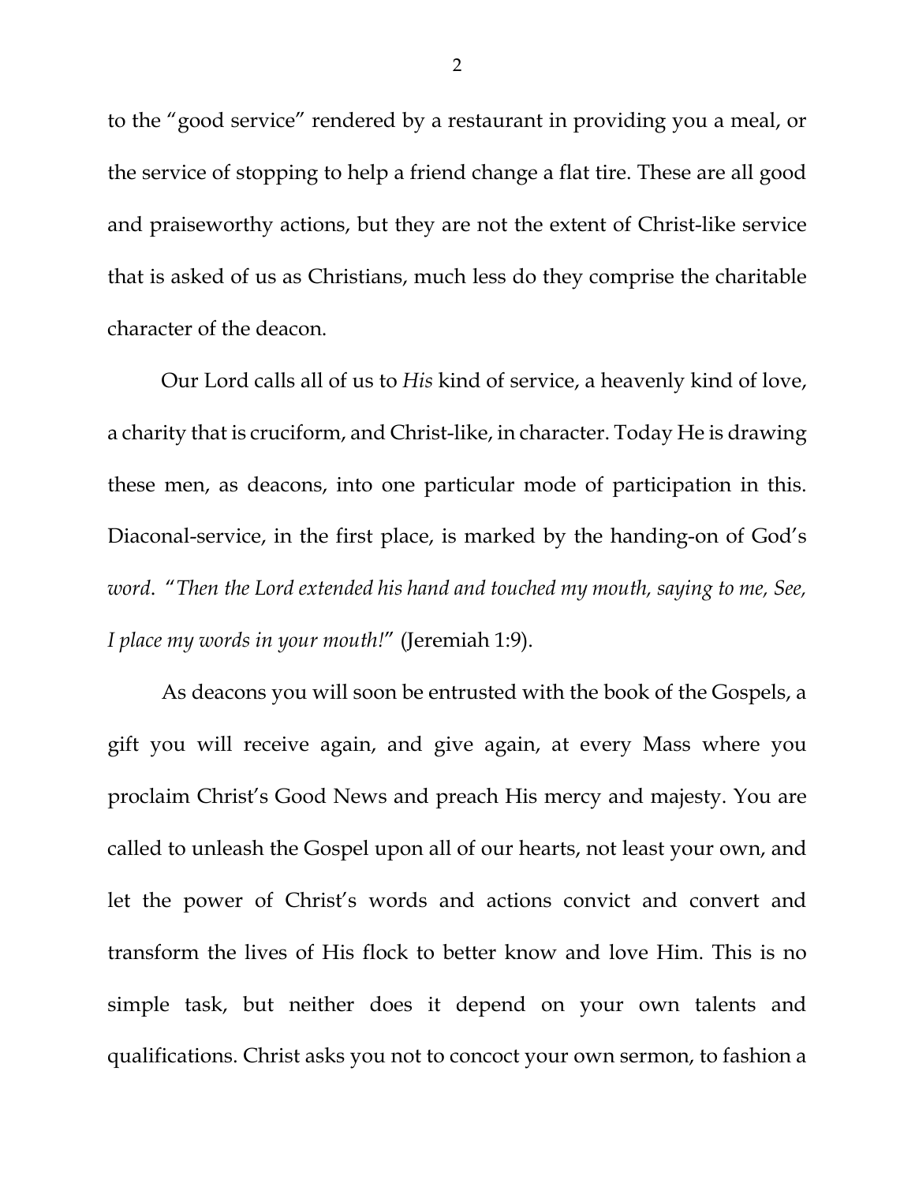to the "good service" rendered by a restaurant in providing you a meal, or the service of stopping to help a friend change a flat tire. These are all good and praiseworthy actions, but they are not the extent of Christ-like service that is asked of us as Christians, much less do they comprise the charitable character of the deacon.

Our Lord calls all of us to *His* kind of service, a heavenly kind of love, a charity that is cruciform, and Christ-like, in character. Today He is drawing these men, as deacons, into one particular mode of participation in this. Diaconal-service, in the first place, is marked by the handing-on of God's *word*. "*Then the Lord extended his hand and touched my mouth, saying to me, See, I place my words in your mouth!*" (Jeremiah 1:9).

As deacons you will soon be entrusted with the book of the Gospels, a gift you will receive again, and give again, at every Mass where you proclaim Christ's Good News and preach His mercy and majesty. You are called to unleash the Gospel upon all of our hearts, not least your own, and let the power of Christ's words and actions convict and convert and transform the lives of His flock to better know and love Him. This is no simple task, but neither does it depend on your own talents and qualifications. Christ asks you not to concoct your own sermon, to fashion a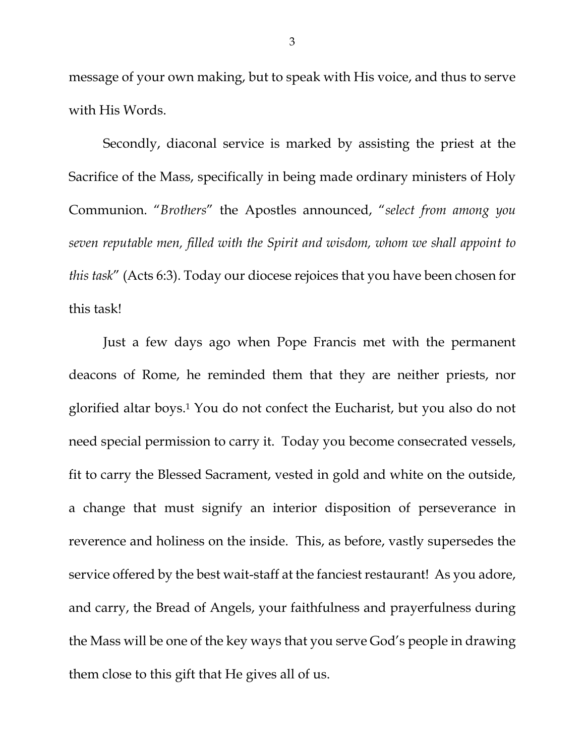message of your own making, but to speak with His voice, and thus to serve with His Words.

Secondly, diaconal service is marked by assisting the priest at the Sacrifice of the Mass, specifically in being made ordinary ministers of Holy Communion. "*Brothers*" the Apostles announced, "*select from among you seven reputable men, filled with the Spirit and wisdom, whom we shall appoint to this task*" (Acts 6:3). Today our diocese rejoices that you have been chosen for this task!

Just a few days ago when Pope Francis met with the permanent deacons of Rome, he reminded them that they are neither priests, nor glorified altar boys.[1] You do not confect the Eucharist, but you also do not need special permission to carry it. Today you become consecrated vessels, fit to carry the Blessed Sacrament, vested in gold and white on the outside, a change that must signify an interior disposition of perseverance in reverence and holiness on the inside. This, as before, vastly supersedes the service offered by the best wait-staff at the fanciest restaurant! As you adore, and carry, the Bread of Angels, your faithfulness and prayerfulness during the Mass will be one of the key ways that you serve God's people in drawing them close to this gift that He gives all of us.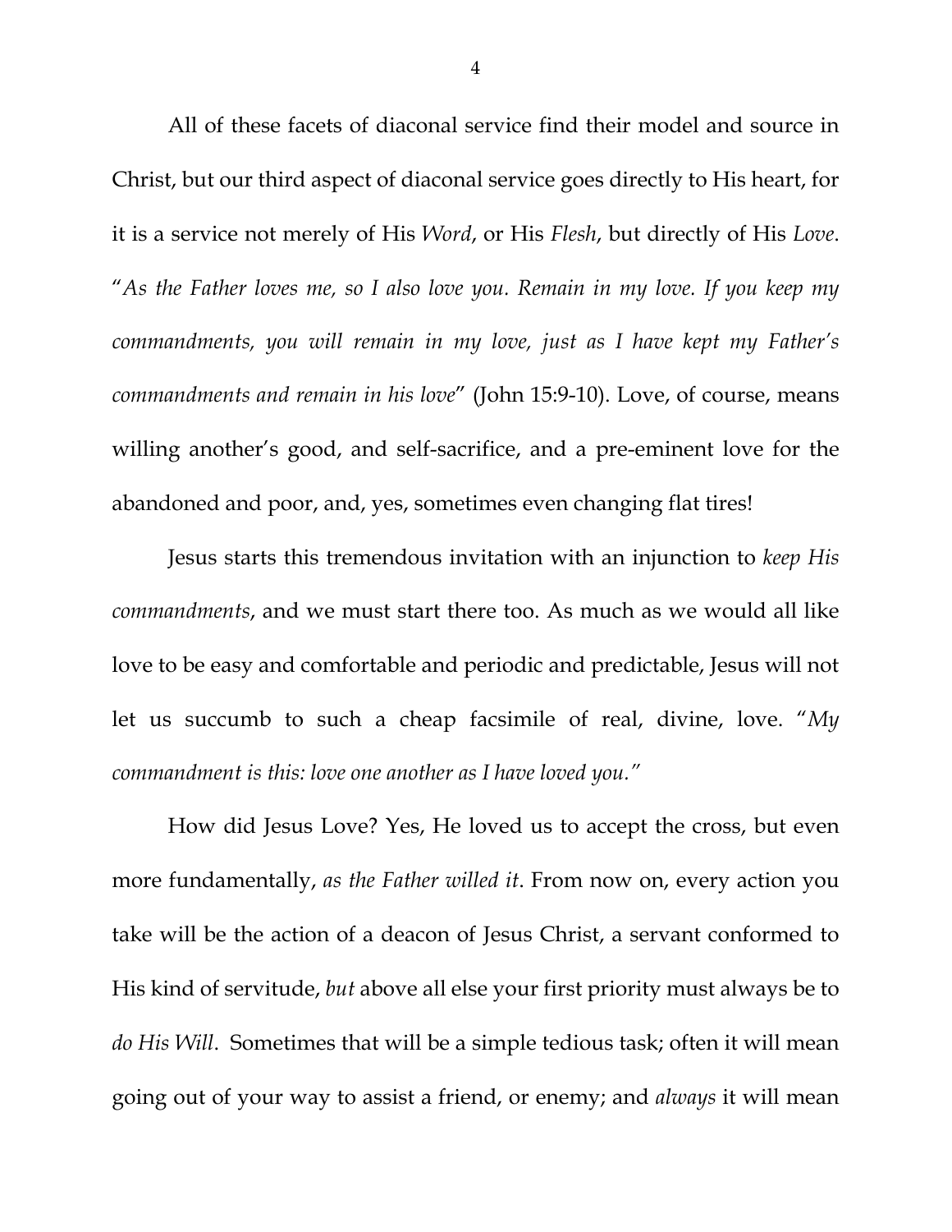All of these facets of diaconal service find their model and source in Christ, but our third aspect of diaconal service goes directly to His heart, for it is a service not merely of His *Word*, or His *Flesh*, but directly of His *Love*. "*As the Father loves me, so I also love you. Remain in my love. If you keep my commandments, you will remain in my love, just as I have kept my Father's commandments and remain in his love*" (John 15:9-10). Love, of course, means willing another's good, and self-sacrifice, and a pre-eminent love for the abandoned and poor, and, yes, sometimes even changing flat tires!

Jesus starts this tremendous invitation with an injunction to *keep His commandments*, and we must start there too. As much as we would all like love to be easy and comfortable and periodic and predictable, Jesus will not let us succumb to such a cheap facsimile of real, divine, love. "*My commandment is this: love one another as I have loved you.*"

How did Jesus Love? Yes, He loved us to accept the cross, but even more fundamentally, *as the Father willed it*. From now on, every action you take will be the action of a deacon of Jesus Christ, a servant conformed to His kind of servitude, *but* above all else your first priority must always be to *do His Will*. Sometimes that will be a simple tedious task; often it will mean going out of your way to assist a friend, or enemy; and *always* it will mean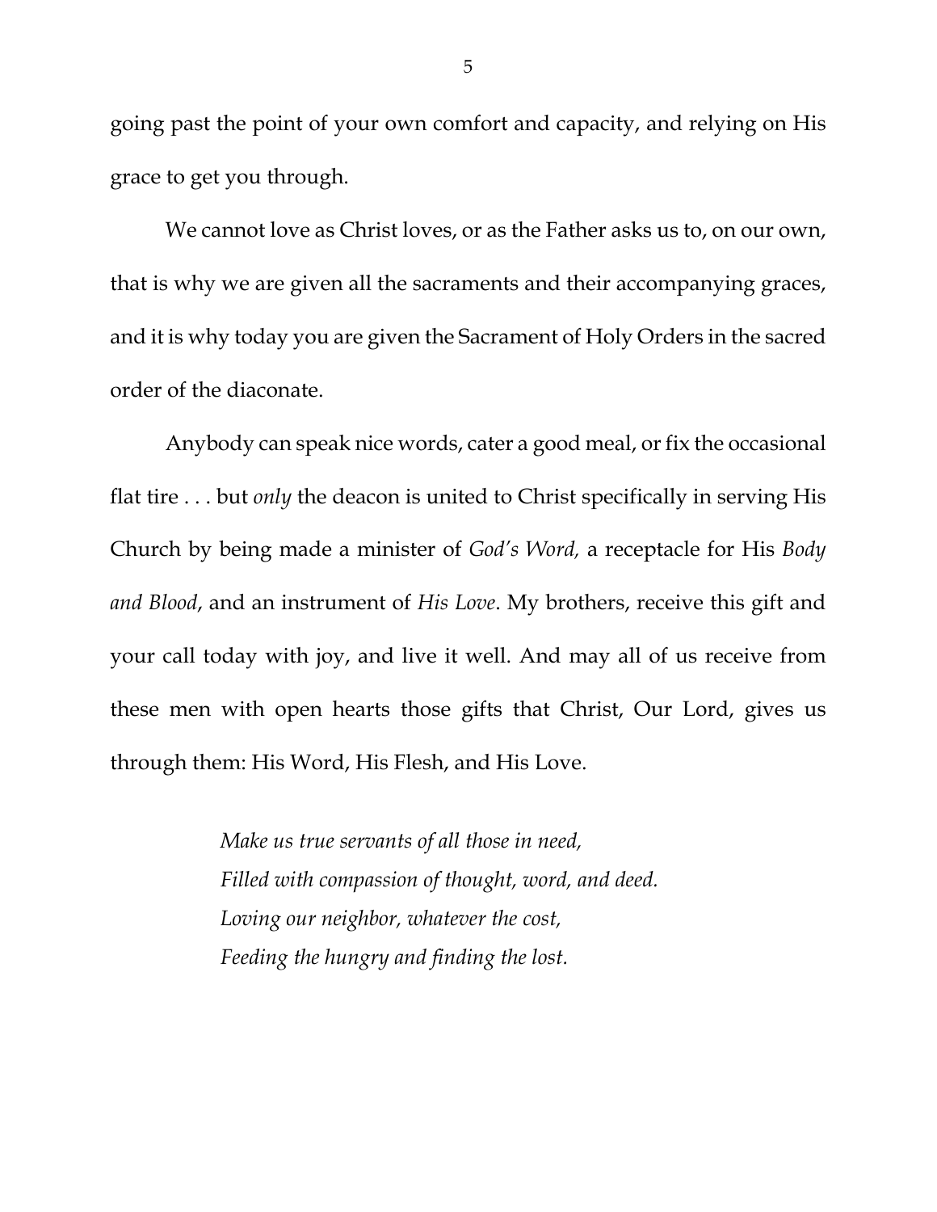going past the point of your own comfort and capacity, and relying on His grace to get you through.

We cannot love as Christ loves, or as the Father asks us to, on our own, that is why we are given all the sacraments and their accompanying graces, and it is why today you are given the Sacrament of Holy Orders in the sacred order of the diaconate.

Anybody can speak nice words, cater a good meal, or fix the occasional flat tire . . . but *only* the deacon is united to Christ specifically in serving His Church by being made a minister of *God's Word,* a receptacle for His *Body and Blood*, and an instrument of *His Love*. My brothers, receive this gift and your call today with joy, and live it well. And may all of us receive from these men with open hearts those gifts that Christ, Our Lord, gives us through them: His Word, His Flesh, and His Love.

> *Make us true servants of all those in need,*
> *Filled with compassion of thought, word, and deed.*
> *Loving our neighbor, whatever the cost,*
> *Feeding the hungry and finding the lost.*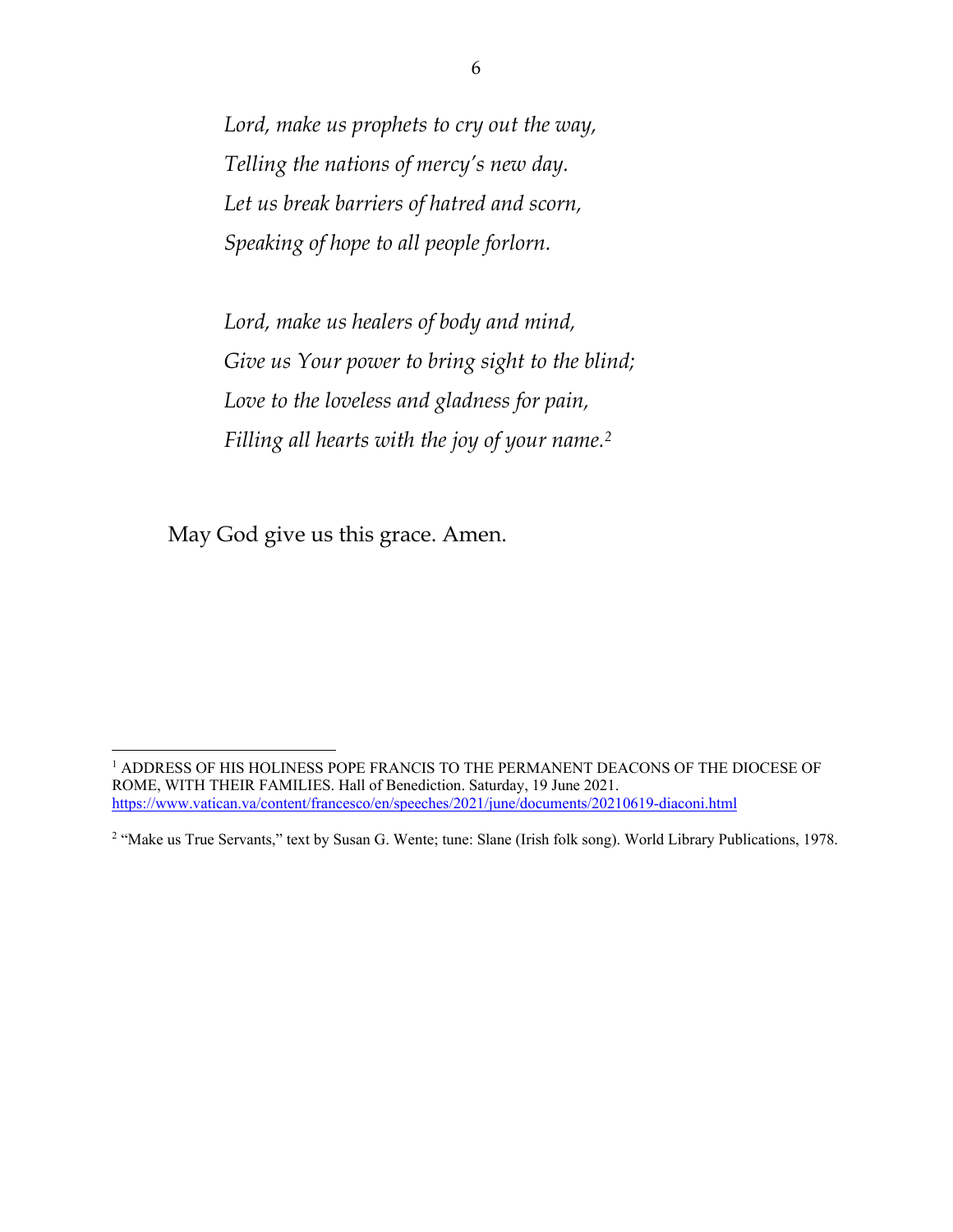*Lord, make us prophets to cry out the way,*
*Telling the nations of mercy's new day.*
*Let us break barriers of hatred and scorn,*
*Speaking of hope to all people forlorn.*

*Lord, make us healers of body and mind,*
*Give us Your power to bring sight to the blind;*
*Love to the loveless and gladness for pain,*
*Filling all hearts with the joy of your name.*[2]

May God give us this grace. Amen.

---

[1] ADDRESS OF HIS HOLINESS POPE FRANCIS TO THE PERMANENT DEACONS OF THE DIOCESE OF ROME, WITH THEIR FAMILIES. Hall of Benediction. Saturday, 19 June 2021. https://www.vatican.va/content/francesco/en/speeches/2021/june/documents/20210619-diaconi.html

[2] "Make us True Servants," text by Susan G. Wente; tune: Slane (Irish folk song). World Library Publications, 1978.